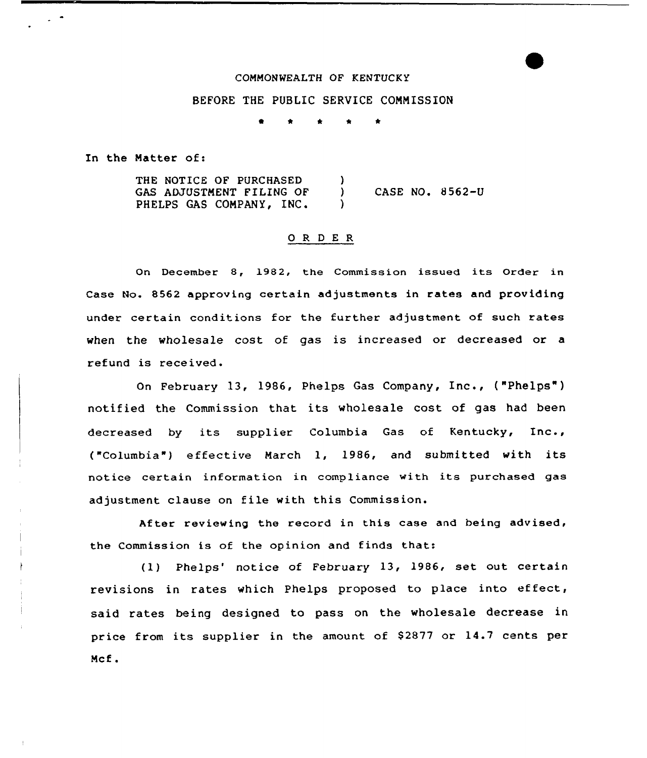COMMONWEALTH OF KENTUCKY

BEFORE THE PUBLIC SERVICE COMMISSION

\* \* \* \* \*

In the Matter of:

THE NOTICE OF PURCHASED GAS ADJUSTMENT FILING OF PHELPS GAS COMPANY, INC. ) CASE NO. 8562-U

## O R D E R

On December 8, 1982, the Commission issued its Order in Case No. 8562 approving certain adjustments in rates and providing under certain conditions for the further adjustment of such rates when the wholesale cost of gas is increased or decreased or a refund is received.

On February 13, 1986, Phelps Gas Company, Inc., ("Phelps") notified the Commission that its wholesale cost of gas had been decreased by its supplier Columbia Gas of Kentucky, Inc., ("Columbia") effective March 1, 1986, and submitted with its notice certain information in compliance with its purchased gas adjustment clause on file with this Commission.

After reviewing the record in this case and being advised, the Commission is of the opinion and finds that:

(1) Phelps' notice of February 13, 1986, set out certain revisions in rates which Phelps proposed to place into effect, said rates being designed to pass on the wholesale decrease in price from its supplier in the amount of $2877 or 14.7 cents per Mcf.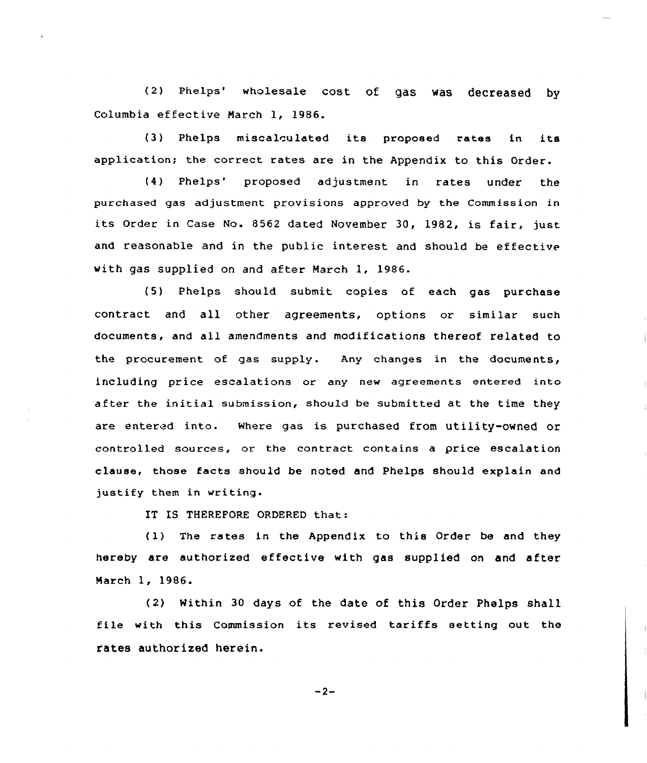(2) Phelps' wholesale cost of gas was decreased by Columbia effective March 1, 1986.

(3) Phelps miscalculated its proposed rates in its application; the correct rates are in the Appendix to this Order.

(4) Phelps' proposed adjustment in rates under the purchased gas adjustment provisions approved by the Commission in its Order in Case No. 8562 dated November 30, 1982, is fair, just and reasonable and in the public interest and should be effective with gas supplied on and after March 1, 1986.

(5) Phelps should submit copies of each gas purchase contract and all other agreements, options or similar such documents, and all amendments and modifications thereof related to the procurement of gas supply. Any changes in the documents, including price escalations or any new agreements entered into after the initial submission, should be submitted at the time they are entered into. Where gas is purchased from utility-owned or controlled sources, or the contract contains a price escalation clause, those facts should be noted and Phelps should explain and justify them in writing.

IT IS THEREFORE ORDERED that:

(1) The rates in the Appendix to this Order be and they hereby are authorized effective with gas supplied on and after March 1, 1986.

(2) Within 30 days of the date of this Order Phelps shall file with this Commission its revised tariffs setting out the rates authorized herein.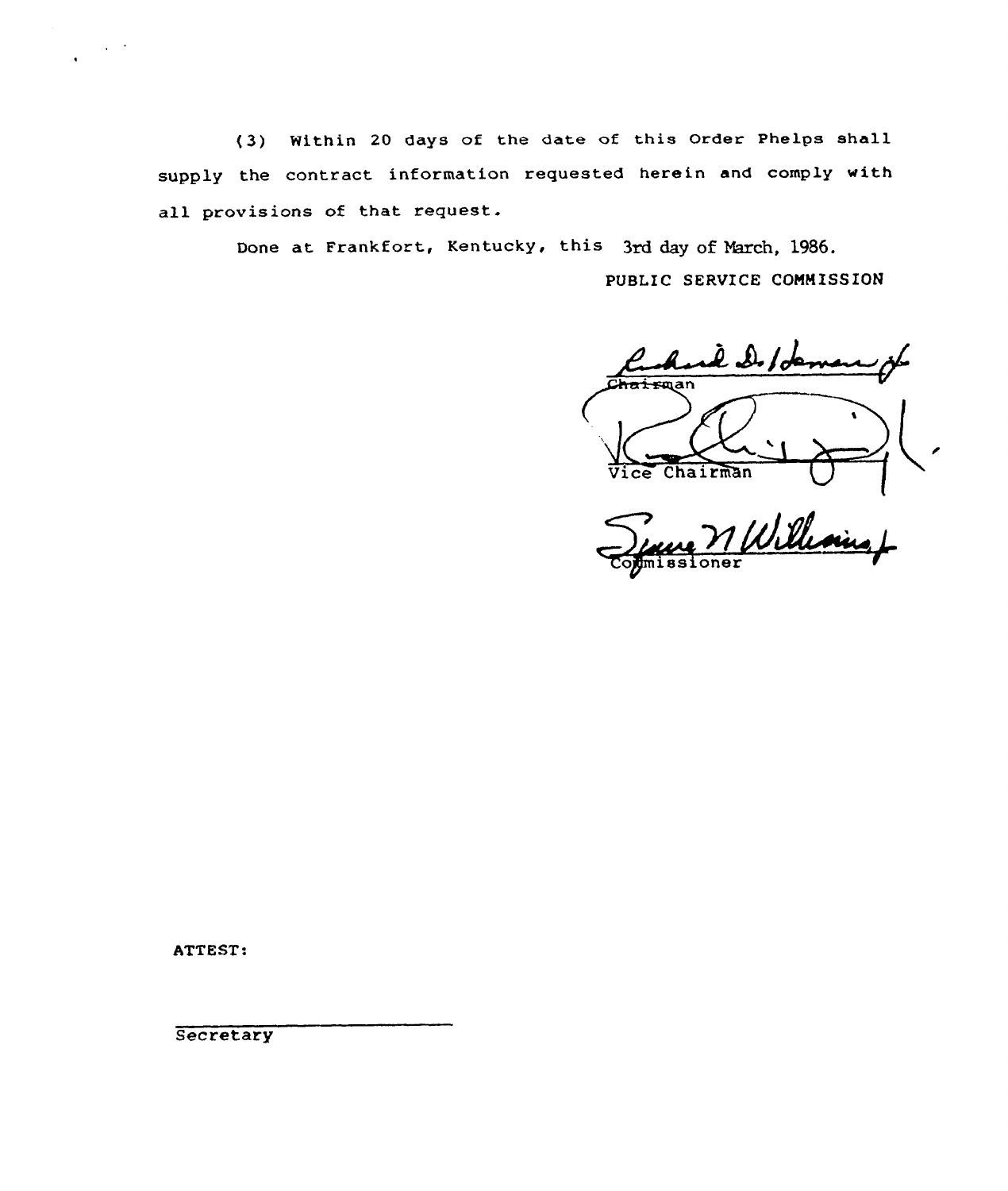(3) Within 20 days of the date of this Order Phelps shall supply the contract information requested herein and comply with all provisions of that request.

Done at Frankfort, Kentucky, this 3rd day of March, 1986.

PUBLIC SERVICE COMMISSION

Chairman

Vice Chairman

Commissioner

ATTEST:

Secretary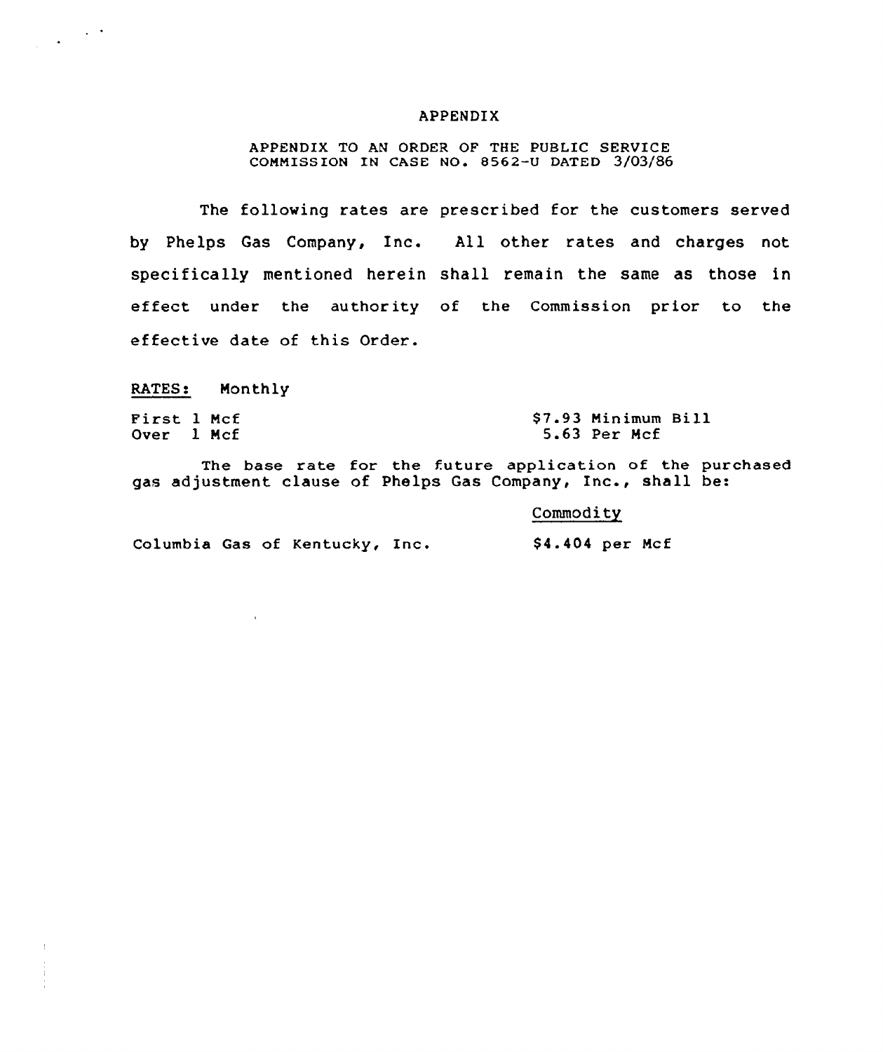# APPENDIX

APPENDIX TO AN ORDER OF THE PUBLIC SERVICE COMMISSION IN CASE NO. 8562-U DATED 3/03/86

The following rates are prescribed for the customers served by Phelps Gas Company, Inc. All other rates and charges not specifically mentioned herein shall remain the same as those in effect under the authority of the Commission prior to the effective date of this Order.

RATES: Monthly

| | |
|---|---|
| First 1 Mcf | $7.93 Minimum Bill |
| Over 1 Mcf | 5.63 Per Mcf |

The base rate for the future application of the purchased gas adjustment clause of Phelps Gas Company, Inc., shall be:

| | Commodity |
|---|---|
| Columbia Gas of Kentucky, Inc. | $4.404 per Mcf |